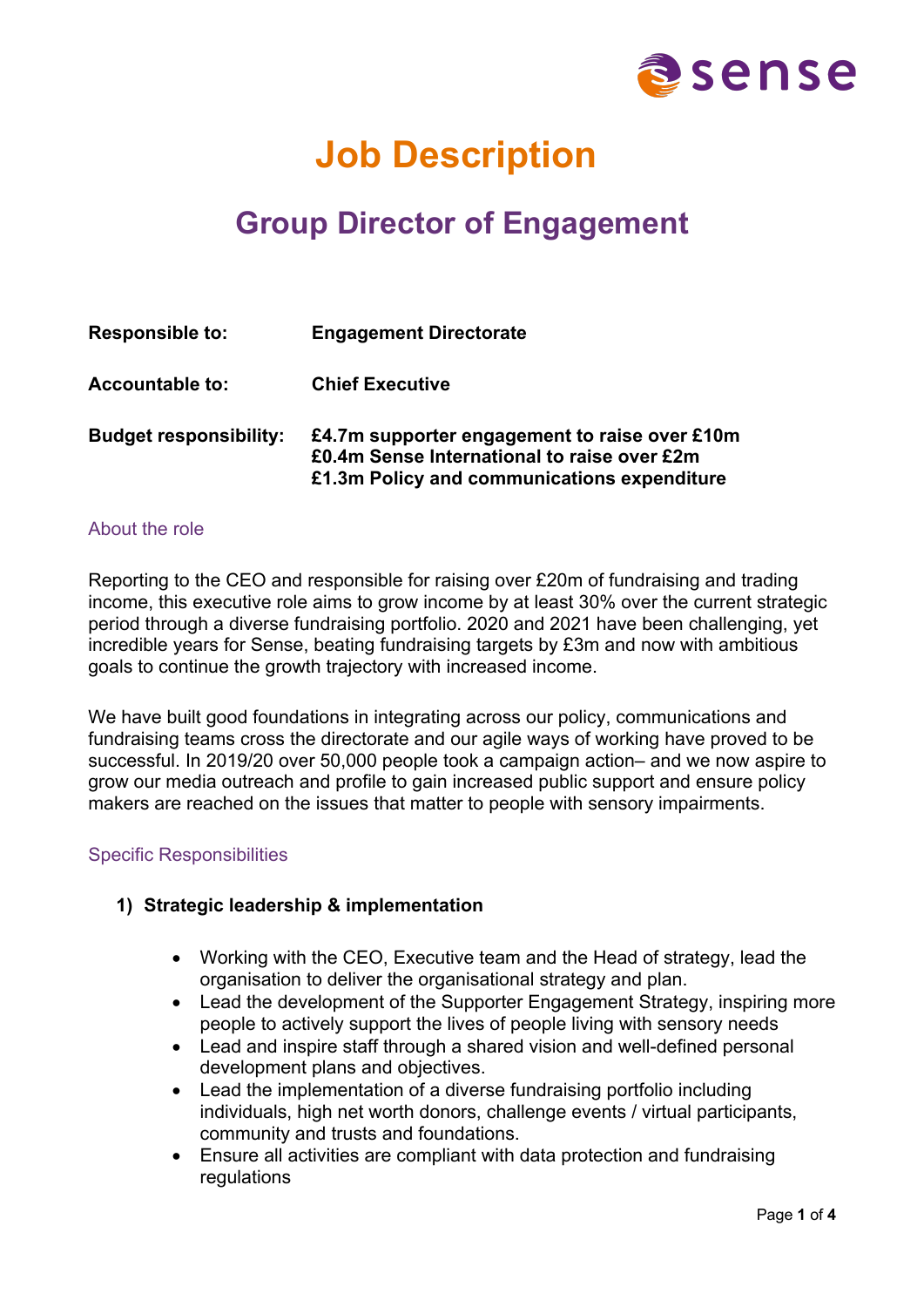# Job Description

## Group Director of Engagement

**Responsible to:** **Engagement Directorate**

**Accountable to:** **Chief Executive**

**Budget responsibility:** **£4.7m supporter engagement to raise over £10m**
**£0.4m Sense International to raise over £2m**
**£1.3m Policy and communications expenditure**

### About the role

Reporting to the CEO and responsible for raising over £20m of fundraising and trading income, this executive role aims to grow income by at least 30% over the current strategic period through a diverse fundraising portfolio. 2020 and 2021 have been challenging, yet incredible years for Sense, beating fundraising targets by £3m and now with ambitious goals to continue the growth trajectory with increased income.

We have built good foundations in integrating across our policy, communications and fundraising teams cross the directorate and our agile ways of working have proved to be successful. In 2019/20 over 50,000 people took a campaign action– and we now aspire to grow our media outreach and profile to gain increased public support and ensure policy makers are reached on the issues that matter to people with sensory impairments.

### Specific Responsibilities

**1) Strategic leadership & implementation**

- Working with the CEO, Executive team and the Head of strategy, lead the organisation to deliver the organisational strategy and plan.
- Lead the development of the Supporter Engagement Strategy, inspiring more people to actively support the lives of people living with sensory needs
- Lead and inspire staff through a shared vision and well-defined personal development plans and objectives.
- Lead the implementation of a diverse fundraising portfolio including individuals, high net worth donors, challenge events / virtual participants, community and trusts and foundations.
- Ensure all activities are compliant with data protection and fundraising regulations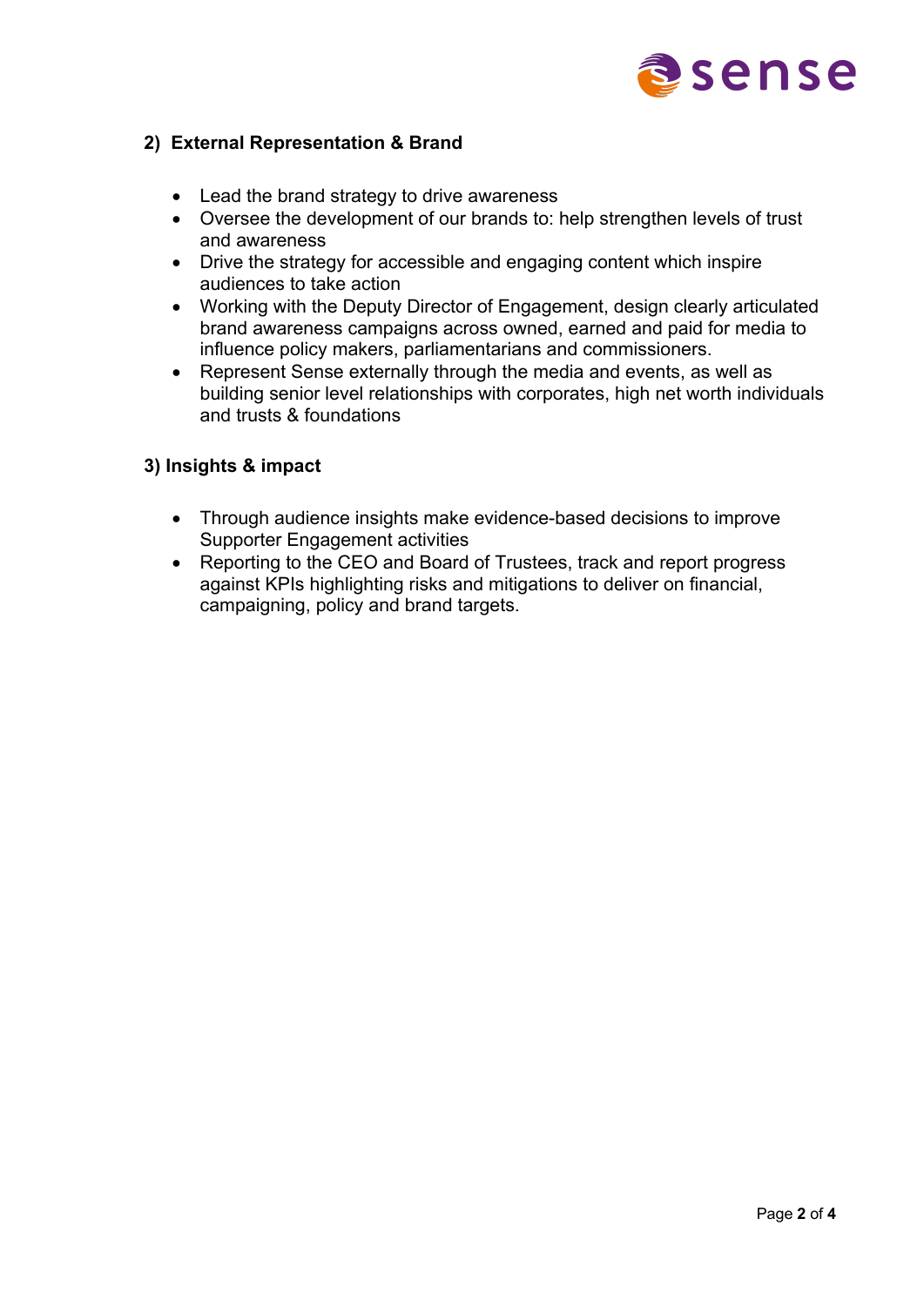### 2) External Representation & Brand

- Lead the brand strategy to drive awareness
- Oversee the development of our brands to: help strengthen levels of trust and awareness
- Drive the strategy for accessible and engaging content which inspire audiences to take action
- Working with the Deputy Director of Engagement, design clearly articulated brand awareness campaigns across owned, earned and paid for media to influence policy makers, parliamentarians and commissioners.
- Represent Sense externally through the media and events, as well as building senior level relationships with corporates, high net worth individuals and trusts & foundations

### 3) Insights & impact

- Through audience insights make evidence-based decisions to improve Supporter Engagement activities
- Reporting to the CEO and Board of Trustees, track and report progress against KPIs highlighting risks and mitigations to deliver on financial, campaigning, policy and brand targets.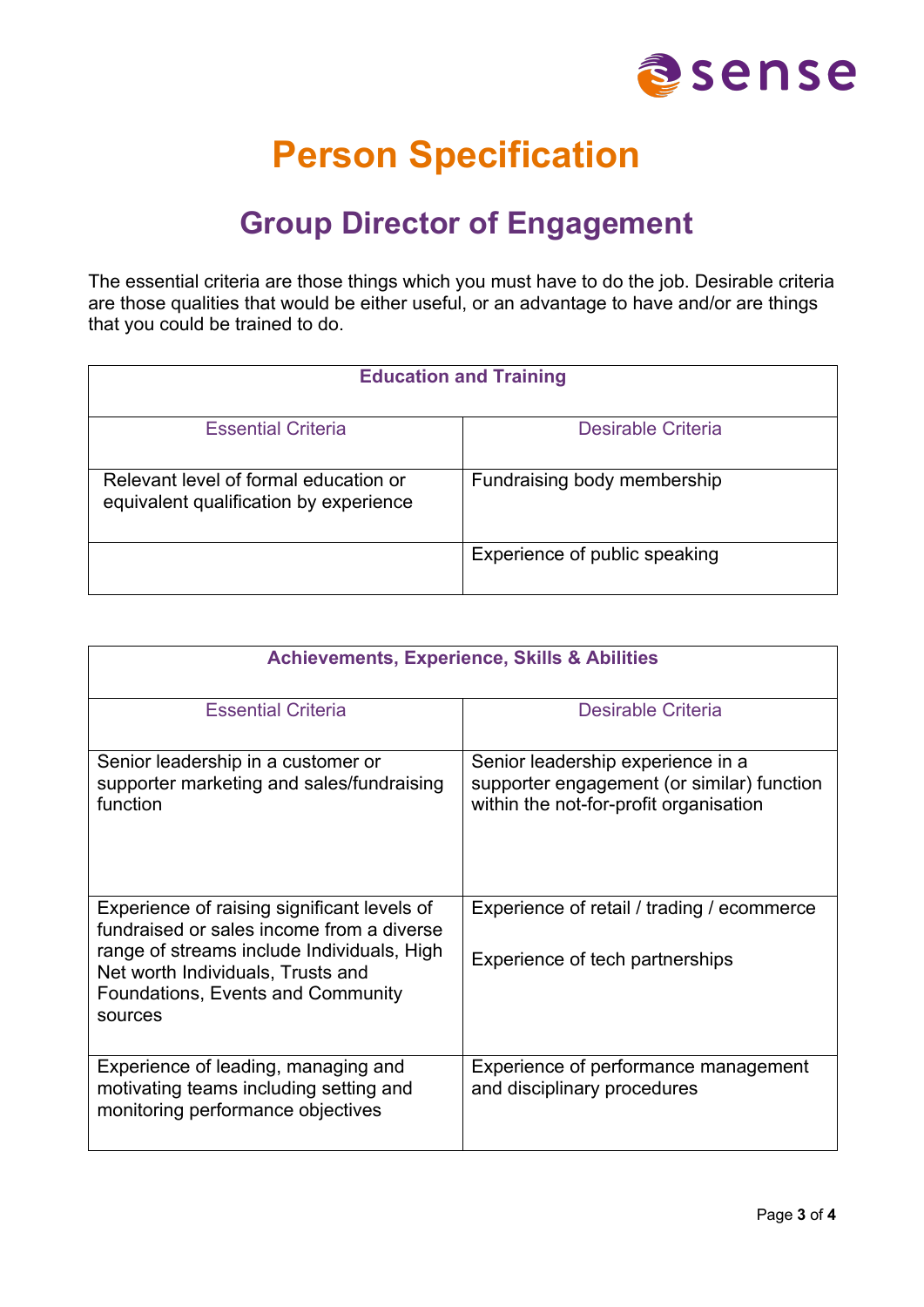# Person Specification

## Group Director of Engagement

The essential criteria are those things which you must have to do the job. Desirable criteria are those qualities that would be either useful, or an advantage to have and/or are things that you could be trained to do.

| Education and Training | |
|---|---|
| Essential Criteria | Desirable Criteria |
| Relevant level of formal education or equivalent qualification by experience | Fundraising body membership |
| | Experience of public speaking |

| Achievements, Experience, Skills & Abilities | |
|---|---|
| Essential Criteria | Desirable Criteria |
| Senior leadership in a customer or supporter marketing and sales/fundraising function | Senior leadership experience in a supporter engagement (or similar) function within the not-for-profit organisation |
| Experience of raising significant levels of fundraised or sales income from a diverse range of streams include Individuals, High Net worth Individuals, Trusts and Foundations, Events and Community sources | Experience of retail / trading / ecommerce<br><br>Experience of tech partnerships |
| Experience of leading, managing and motivating teams including setting and monitoring performance objectives | Experience of performance management and disciplinary procedures |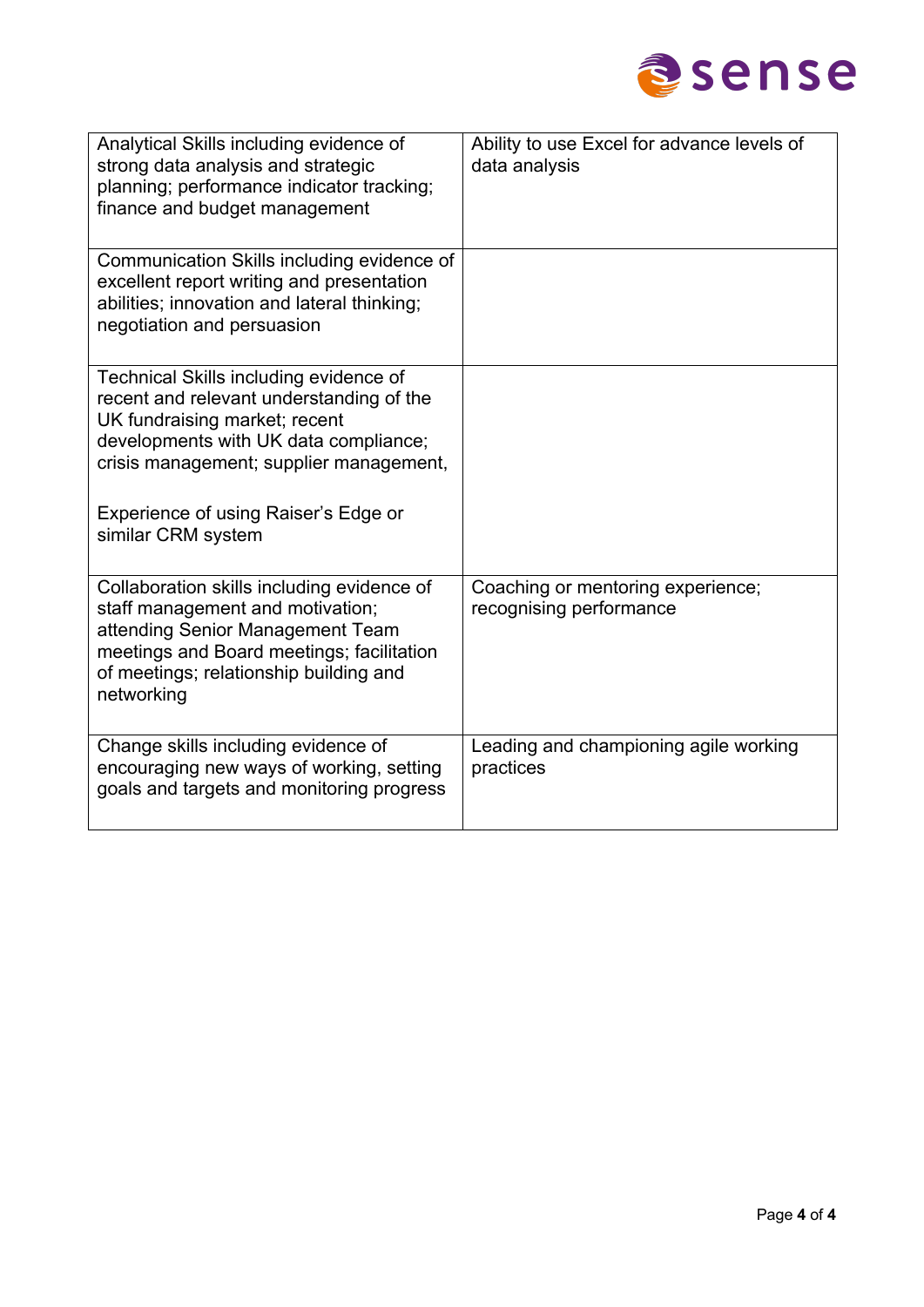| | |
|---|---|
| Analytical Skills including evidence of strong data analysis and strategic planning; performance indicator tracking; finance and budget management | Ability to use Excel for advance levels of data analysis |
| Communication Skills including evidence of excellent report writing and presentation abilities; innovation and lateral thinking; negotiation and persuasion | |
| Technical Skills including evidence of recent and relevant understanding of the UK fundraising market; recent developments with UK data compliance; crisis management; supplier management,<br><br>Experience of using Raiser's Edge or similar CRM system | |
| Collaboration skills including evidence of staff management and motivation; attending Senior Management Team meetings and Board meetings; facilitation of meetings; relationship building and networking | Coaching or mentoring experience; recognising performance |
| Change skills including evidence of encouraging new ways of working, setting goals and targets and monitoring progress | Leading and championing agile working practices |